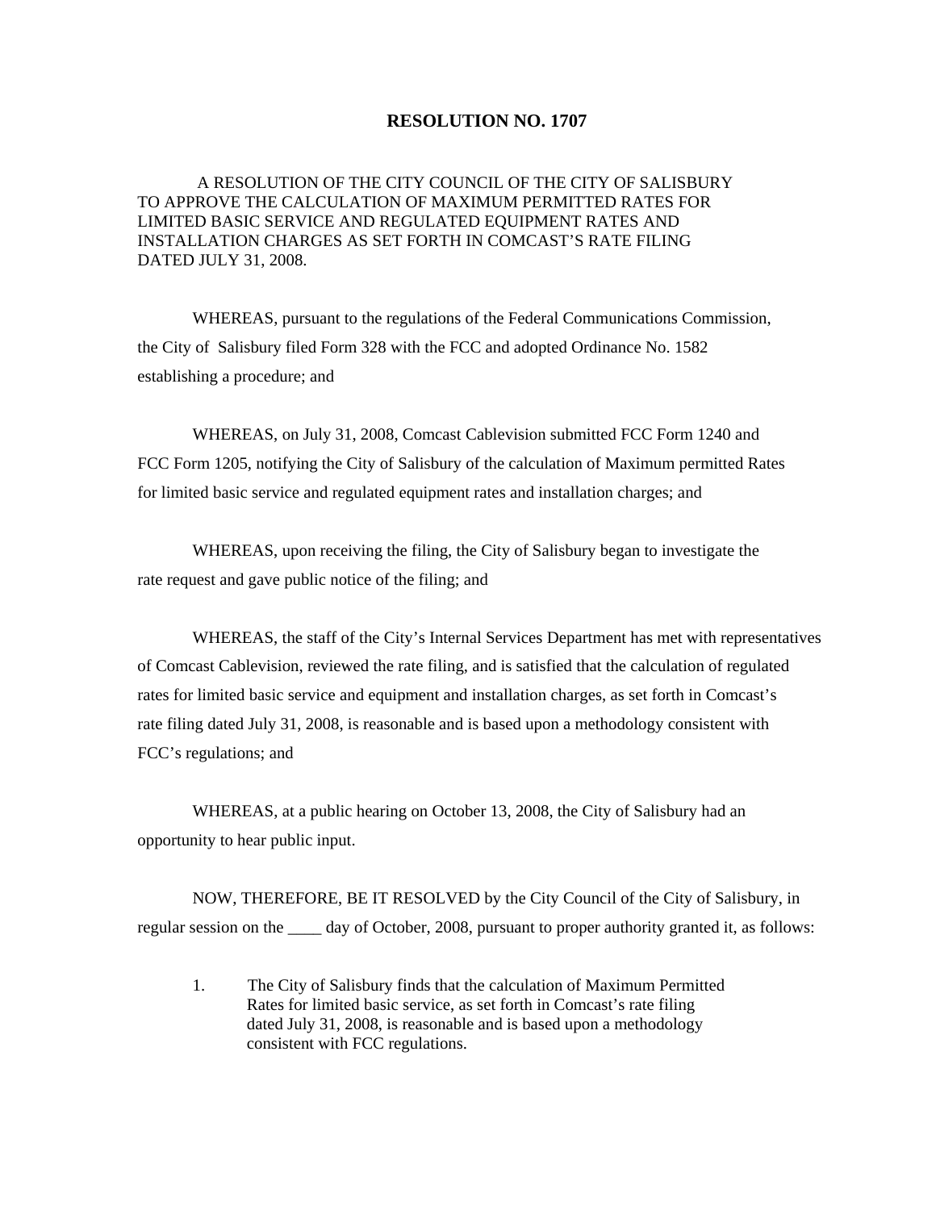# RESOLUTION NO. 1707

A RESOLUTION OF THE CITY COUNCIL OF THE CITY OF SALISBURY TO APPROVE THE CALCULATION OF MAXIMUM PERMITTED RATES FOR LIMITED BASIC SERVICE AND REGULATED EQUIPMENT RATES AND INSTALLATION CHARGES AS SET FORTH IN COMCAST'S RATE FILING DATED JULY 31, 2008.

WHEREAS, pursuant to the regulations of the Federal Communications Commission, the City of Salisbury filed Form 328 with the FCC and adopted Ordinance No. 1582 establishing a procedure; and

WHEREAS, on July 31, 2008, Comcast Cablevision submitted FCC Form 1240 and FCC Form 1205, notifying the City of Salisbury of the calculation of Maximum permitted Rates for limited basic service and regulated equipment rates and installation charges; and

WHEREAS, upon receiving the filing, the City of Salisbury began to investigate the rate request and gave public notice of the filing; and

WHEREAS, the staff of the City's Internal Services Department has met with representatives of Comcast Cablevision, reviewed the rate filing, and is satisfied that the calculation of regulated rates for limited basic service and equipment and installation charges, as set forth in Comcast's rate filing dated July 31, 2008, is reasonable and is based upon a methodology consistent with FCC's regulations; and

WHEREAS, at a public hearing on October 13, 2008, the City of Salisbury had an opportunity to hear public input.

NOW, THEREFORE, BE IT RESOLVED by the City Council of the City of Salisbury, in regular session on the ____ day of October, 2008, pursuant to proper authority granted it, as follows:

1. The City of Salisbury finds that the calculation of Maximum Permitted Rates for limited basic service, as set forth in Comcast's rate filing dated July 31, 2008, is reasonable and is based upon a methodology consistent with FCC regulations.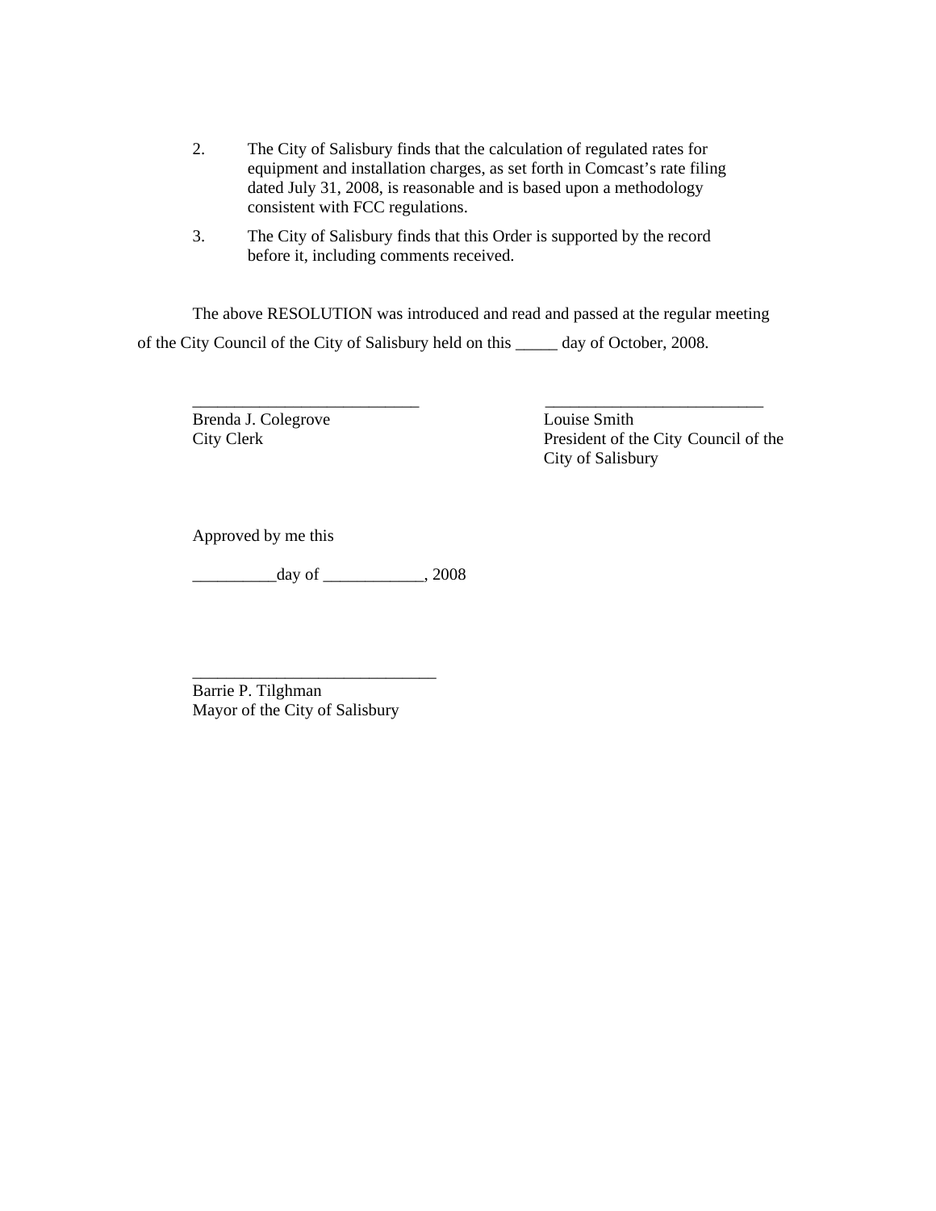2. The City of Salisbury finds that the calculation of regulated rates for equipment and installation charges, as set forth in Comcast's rate filing dated July 31, 2008, is reasonable and is based upon a methodology consistent with FCC regulations.

3. The City of Salisbury finds that this Order is supported by the record before it, including comments received.

The above RESOLUTION was introduced and read and passed at the regular meeting of the City Council of the City of Salisbury held on this _____ day of October, 2008.

___________________________
Brenda J. Colegrove
City Clerk

___________________________
Louise Smith
President of the City Council of the City of Salisbury

Approved by me this

__________day of ____________, 2008

_____________________________
Barrie P. Tilghman
Mayor of the City of Salisbury